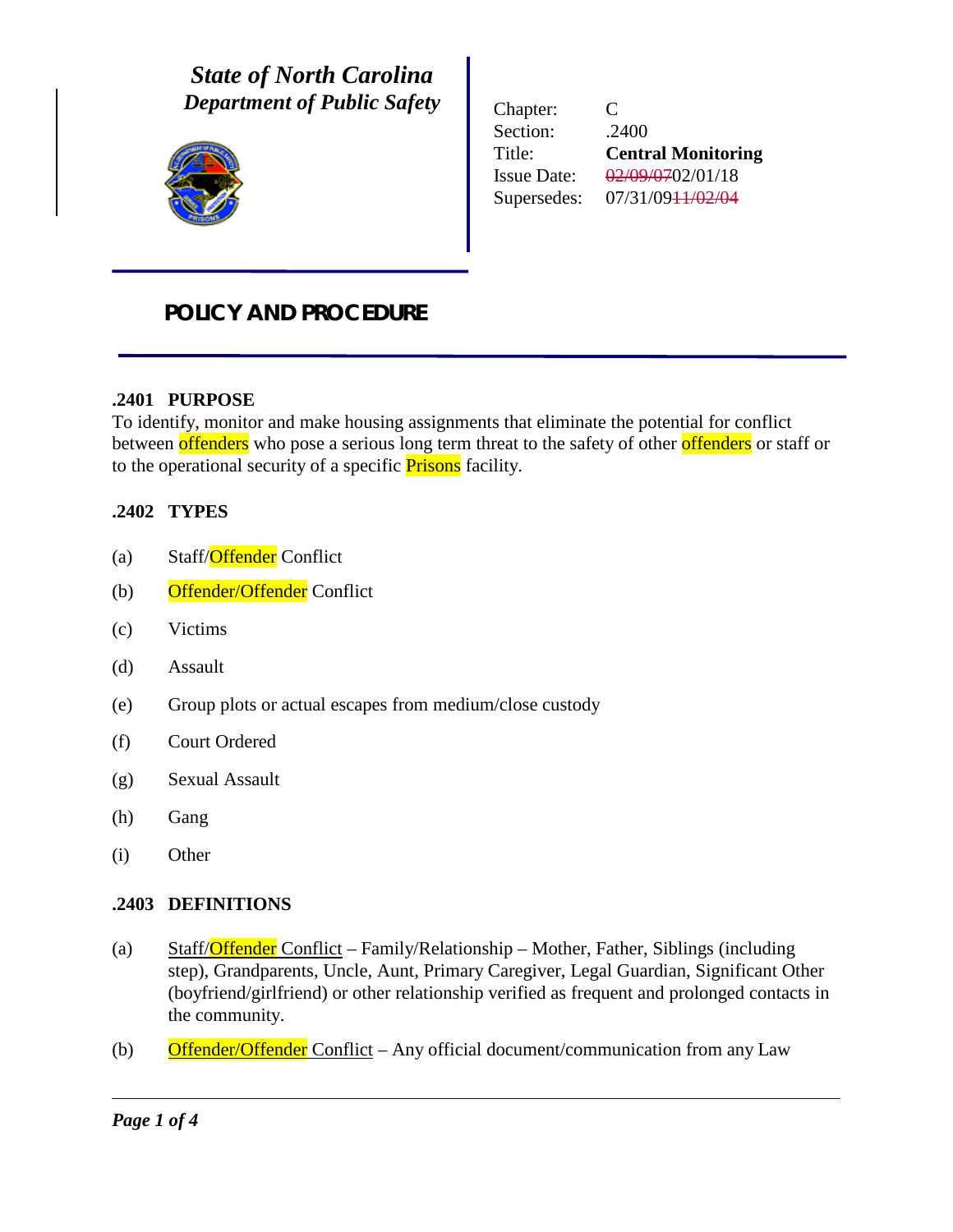*State of North Carolina*
*Department of Public Safety*

| | |
|---|---|
| Chapter: | C |
| Section: | .2400 |
| Title: | **Central Monitoring** |
| Issue Date: | ~~02/09/07~~02/01/18 |
| Supersedes: | 07/31/09~~11/02/04~~ |

# POLICY AND PROCEDURE

### .2401 PURPOSE

To identify, monitor and make housing assignments that eliminate the potential for conflict between offenders who pose a serious long term threat to the safety of other offenders or staff or to the operational security of a specific Prisons facility.

### .2402 TYPES

(a) Staff/Offender Conflict

(b) Offender/Offender Conflict

(c) Victims

(d) Assault

(e) Group plots or actual escapes from medium/close custody

(f) Court Ordered

(g) Sexual Assault

(h) Gang

(i) Other

### .2403 DEFINITIONS

(a) Staff/Offender Conflict – Family/Relationship – Mother, Father, Siblings (including step), Grandparents, Uncle, Aunt, Primary Caregiver, Legal Guardian, Significant Other (boyfriend/girlfriend) or other relationship verified as frequent and prolonged contacts in the community.

(b) Offender/Offender Conflict – Any official document/communication from any Law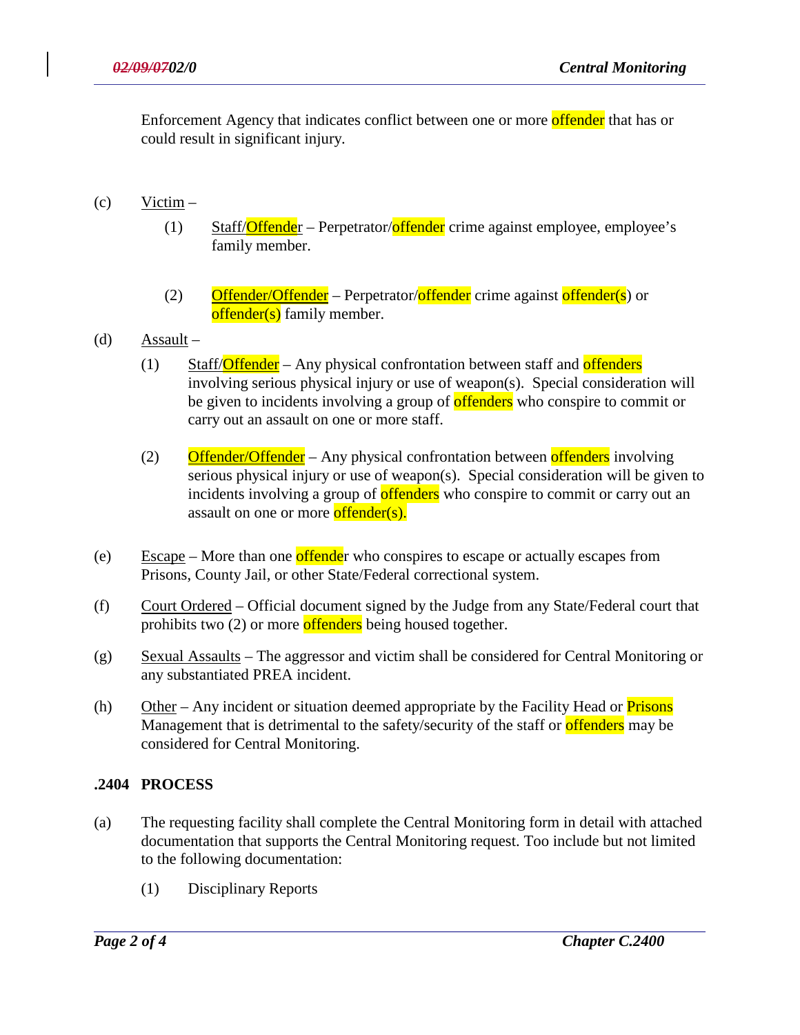Enforcement Agency that indicates conflict between one or more offender that has or could result in significant injury.

(c) Victim –

(1) Staff/Offender – Perpetrator/offender crime against employee, employee's family member.

(2) Offender/Offender – Perpetrator/offender crime against offender(s) or offender(s) family member.

(d) Assault –

(1) Staff/Offender – Any physical confrontation between staff and offenders involving serious physical injury or use of weapon(s). Special consideration will be given to incidents involving a group of offenders who conspire to commit or carry out an assault on one or more staff.

(2) Offender/Offender – Any physical confrontation between offenders involving serious physical injury or use of weapon(s). Special consideration will be given to incidents involving a group of offenders who conspire to commit or carry out an assault on one or more offender(s).

(e) Escape – More than one offender who conspires to escape or actually escapes from Prisons, County Jail, or other State/Federal correctional system.

(f) Court Ordered – Official document signed by the Judge from any State/Federal court that prohibits two (2) or more offenders being housed together.

(g) Sexual Assaults – The aggressor and victim shall be considered for Central Monitoring or any substantiated PREA incident.

(h) Other – Any incident or situation deemed appropriate by the Facility Head or Prisons Management that is detrimental to the safety/security of the staff or offenders may be considered for Central Monitoring.

## .2404 PROCESS

(a) The requesting facility shall complete the Central Monitoring form in detail with attached documentation that supports the Central Monitoring request. Too include but not limited to the following documentation:

(1) Disciplinary Reports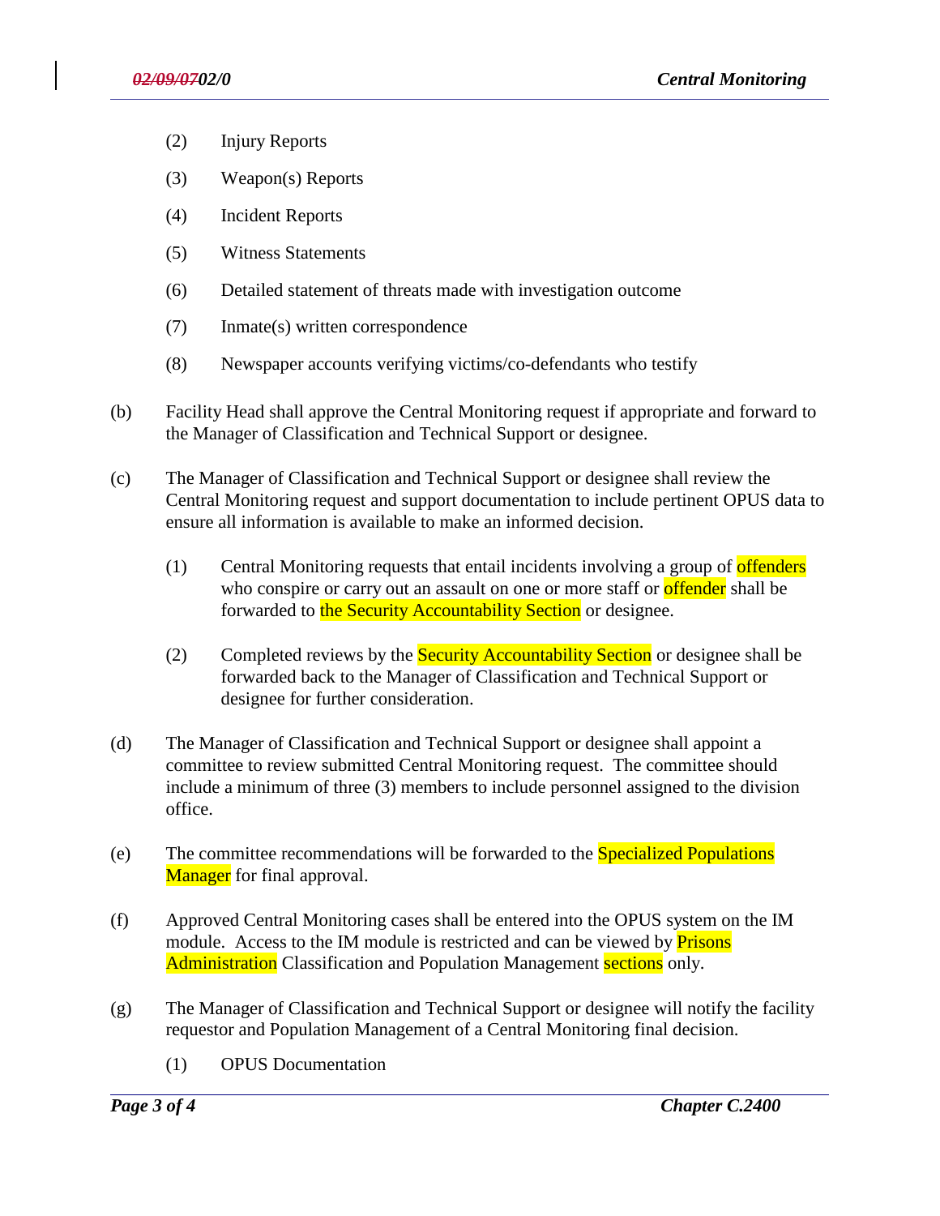(2) Injury Reports

(3) Weapon(s) Reports

(4) Incident Reports

(5) Witness Statements

(6) Detailed statement of threats made with investigation outcome

(7) Inmate(s) written correspondence

(8) Newspaper accounts verifying victims/co-defendants who testify

(b) Facility Head shall approve the Central Monitoring request if appropriate and forward to the Manager of Classification and Technical Support or designee.

(c) The Manager of Classification and Technical Support or designee shall review the Central Monitoring request and support documentation to include pertinent OPUS data to ensure all information is available to make an informed decision.

  (1) Central Monitoring requests that entail incidents involving a group of offenders who conspire or carry out an assault on one or more staff or offender shall be forwarded to the Security Accountability Section or designee.

  (2) Completed reviews by the Security Accountability Section or designee shall be forwarded back to the Manager of Classification and Technical Support or designee for further consideration.

(d) The Manager of Classification and Technical Support or designee shall appoint a committee to review submitted Central Monitoring request. The committee should include a minimum of three (3) members to include personnel assigned to the division office.

(e) The committee recommendations will be forwarded to the Specialized Populations Manager for final approval.

(f) Approved Central Monitoring cases shall be entered into the OPUS system on the IM module. Access to the IM module is restricted and can be viewed by Prisons Administration Classification and Population Management sections only.

(g) The Manager of Classification and Technical Support or designee will notify the facility requestor and Population Management of a Central Monitoring final decision.

  (1) OPUS Documentation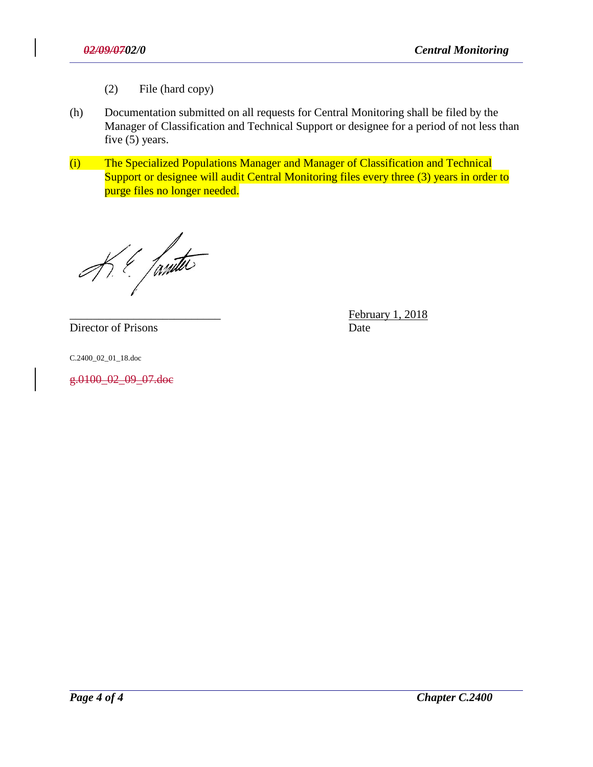(2) File (hard copy)

(h) Documentation submitted on all requests for Central Monitoring shall be filed by the Manager of Classification and Technical Support or designee for a period of not less than five (5) years.

(i) The Specialized Populations Manager and Manager of Classification and Technical Support or designee will audit Central Monitoring files every three (3) years in order to purge files no longer needed.

\_\_\_\_\_\_\_\_\_\_\_\_\_\_\_\_\_\_\_\_\_\_\_\_\_\_ February 1, 2018

Director of Prisons Date

C.2400_02_01_18.doc

~~g.0100_02_09_07.doc~~